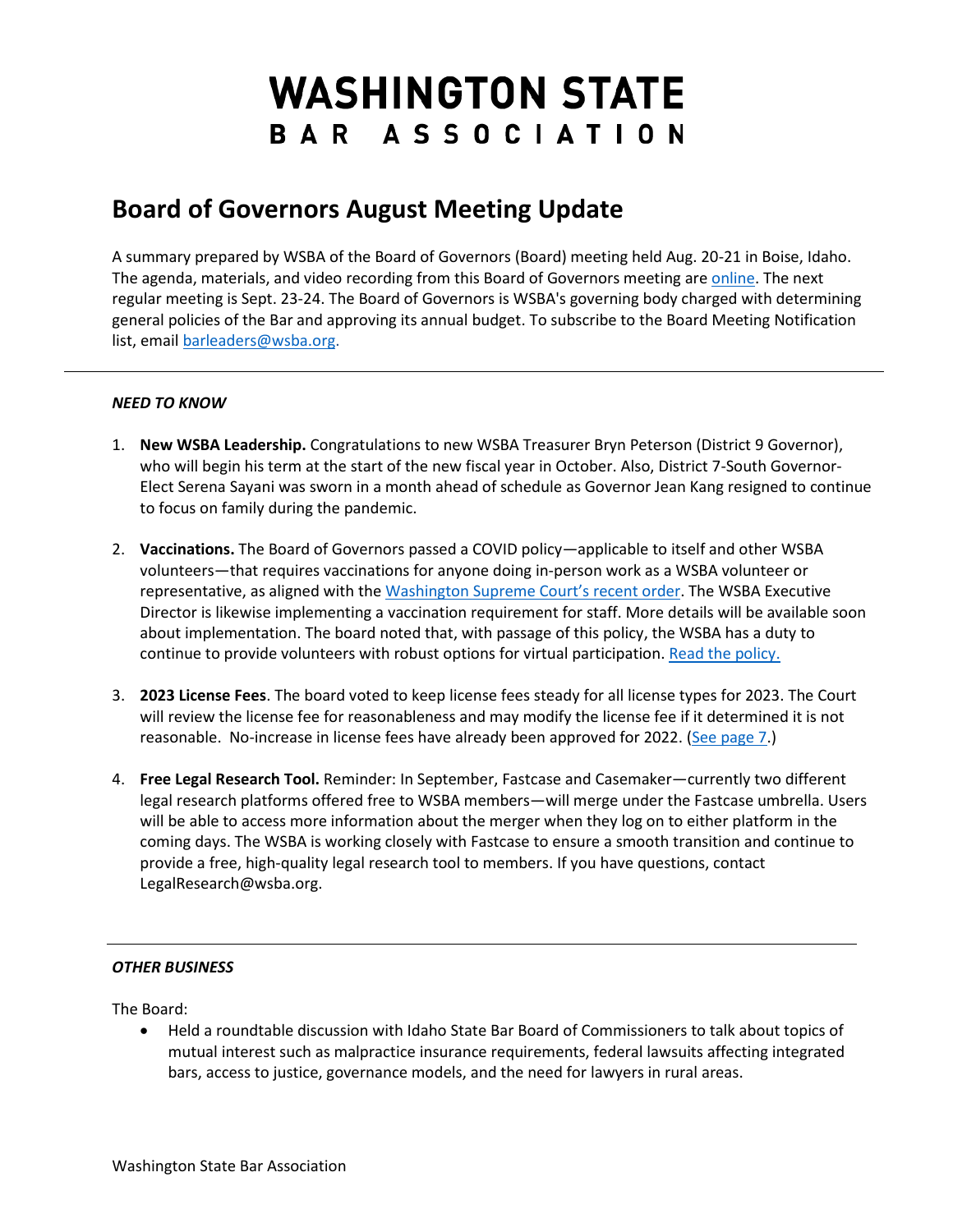# WASHINGTON STATE
# BAR ASSOCIATION

## Board of Governors August Meeting Update

A summary prepared by WSBA of the Board of Governors (Board) meeting held Aug. 20-21 in Boise, Idaho. The agenda, materials, and video recording from this Board of Governors meeting are online. The next regular meeting is Sept. 23-24. The Board of Governors is WSBA's governing body charged with determining general policies of the Bar and approving its annual budget. To subscribe to the Board Meeting Notification list, email barleaders@wsba.org.

---

### *NEED TO KNOW*

1. **New WSBA Leadership.** Congratulations to new WSBA Treasurer Bryn Peterson (District 9 Governor), who will begin his term at the start of the new fiscal year in October. Also, District 7-South Governor-Elect Serena Sayani was sworn in a month ahead of schedule as Governor Jean Kang resigned to continue to focus on family during the pandemic.

2. **Vaccinations.** The Board of Governors passed a COVID policy—applicable to itself and other WSBA volunteers—that requires vaccinations for anyone doing in-person work as a WSBA volunteer or representative, as aligned with the Washington Supreme Court's recent order. The WSBA Executive Director is likewise implementing a vaccination requirement for staff. More details will be available soon about implementation. The board noted that, with passage of this policy, the WSBA has a duty to continue to provide volunteers with robust options for virtual participation. Read the policy.

3. **2023 License Fees**. The board voted to keep license fees steady for all license types for 2023. The Court will review the license fee for reasonableness and may modify the license fee if it determined it is not reasonable. No-increase in license fees have already been approved for 2022. (See page 7.)

4. **Free Legal Research Tool.** Reminder: In September, Fastcase and Casemaker—currently two different legal research platforms offered free to WSBA members—will merge under the Fastcase umbrella. Users will be able to access more information about the merger when they log on to either platform in the coming days. The WSBA is working closely with Fastcase to ensure a smooth transition and continue to provide a free, high-quality legal research tool to members. If you have questions, contact LegalResearch@wsba.org.

---

### *OTHER BUSINESS*

The Board:

- Held a roundtable discussion with Idaho State Bar Board of Commissioners to talk about topics of mutual interest such as malpractice insurance requirements, federal lawsuits affecting integrated bars, access to justice, governance models, and the need for lawyers in rural areas.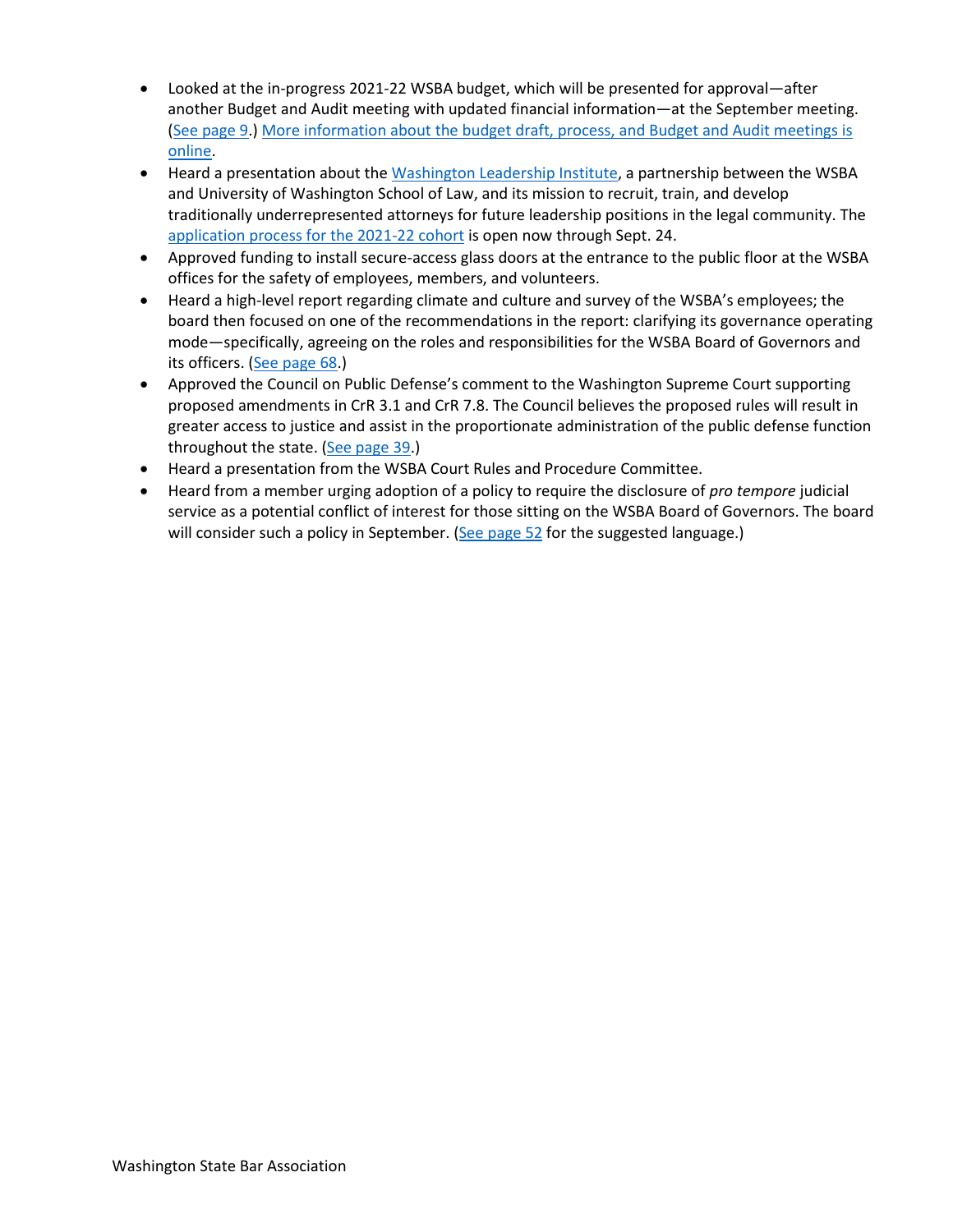- Looked at the in-progress 2021-22 WSBA budget, which will be presented for approval—after another Budget and Audit meeting with updated financial information—at the September meeting. (See page 9.) More information about the budget draft, process, and Budget and Audit meetings is online.
- Heard a presentation about the Washington Leadership Institute, a partnership between the WSBA and University of Washington School of Law, and its mission to recruit, train, and develop traditionally underrepresented attorneys for future leadership positions in the legal community. The application process for the 2021-22 cohort is open now through Sept. 24.
- Approved funding to install secure-access glass doors at the entrance to the public floor at the WSBA offices for the safety of employees, members, and volunteers.
- Heard a high-level report regarding climate and culture and survey of the WSBA's employees; the board then focused on one of the recommendations in the report: clarifying its governance operating mode—specifically, agreeing on the roles and responsibilities for the WSBA Board of Governors and its officers. (See page 68.)
- Approved the Council on Public Defense's comment to the Washington Supreme Court supporting proposed amendments in CrR 3.1 and CrR 7.8. The Council believes the proposed rules will result in greater access to justice and assist in the proportionate administration of the public defense function throughout the state. (See page 39.)
- Heard a presentation from the WSBA Court Rules and Procedure Committee.
- Heard from a member urging adoption of a policy to require the disclosure of *pro tempore* judicial service as a potential conflict of interest for those sitting on the WSBA Board of Governors. The board will consider such a policy in September. (See page 52 for the suggested language.)